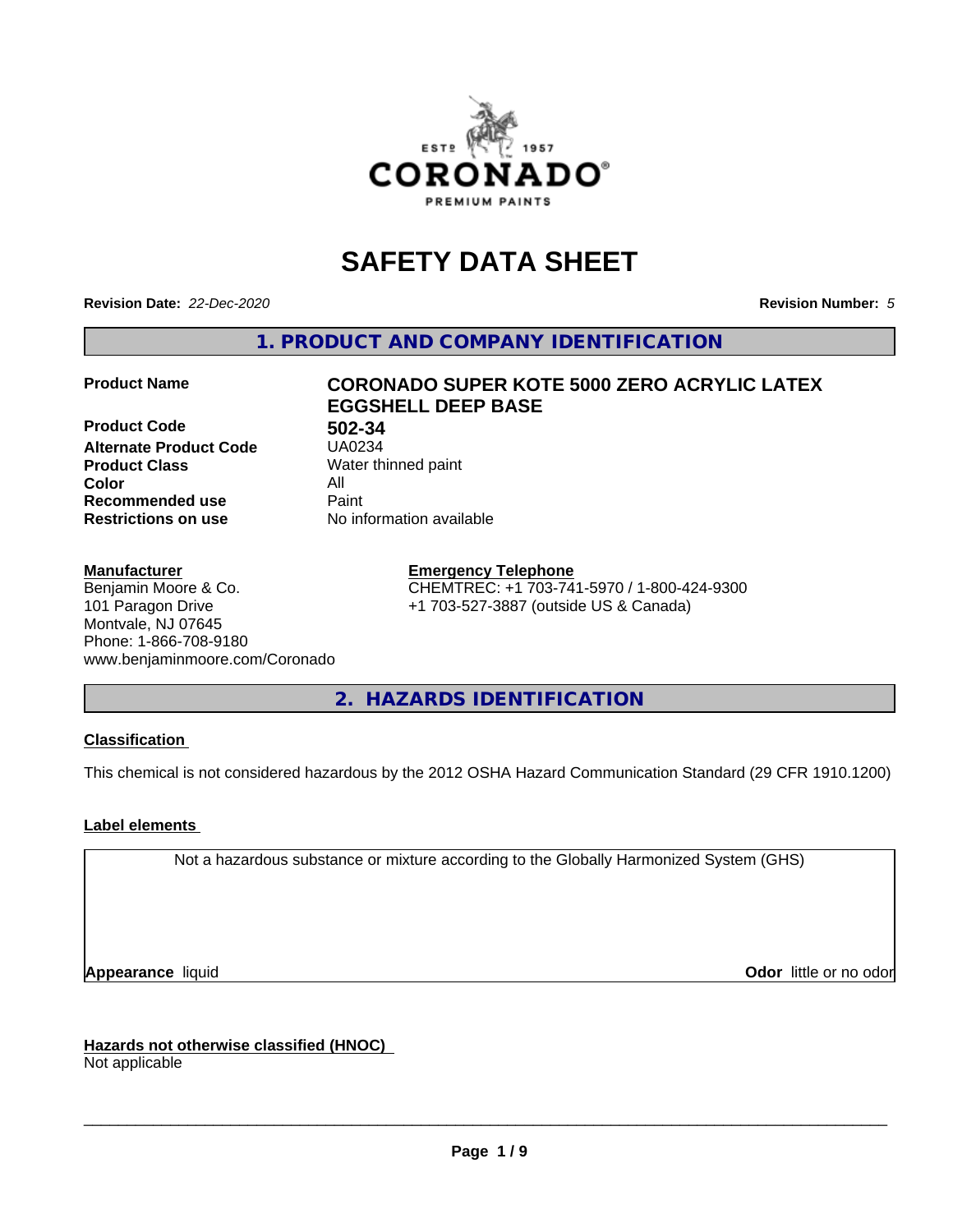# SAFETY DATA SHEET

**Revision Date:** *22-Dec-2020* **Revision Number:** *5*

## 1. PRODUCT AND COMPANY IDENTIFICATION

| | |
|---|---|
| **Product Name** | **CORONADO SUPER KOTE 5000 ZERO ACRYLIC LATEX EGGSHELL DEEP BASE** |
| **Product Code** | **502-34** |
| **Alternate Product Code** | UA0234 |
| **Product Class** | Water thinned paint |
| **Color** | All |
| **Recommended use** | Paint |
| **Restrictions on use** | No information available |

**Manufacturer**
Benjamin Moore & Co.
101 Paragon Drive
Montvale, NJ 07645
Phone: 1-866-708-9180
www.benjaminmoore.com/Coronado

**Emergency Telephone**
CHEMTREC: +1 703-741-5970 / 1-800-424-9300
+1 703-527-3887 (outside US & Canada)

## 2. HAZARDS IDENTIFICATION

**Classification**

This chemical is not considered hazardous by the 2012 OSHA Hazard Communication Standard (29 CFR 1910.1200)

**Label elements**

Not a hazardous substance or mixture according to the Globally Harmonized System (GHS)

**Appearance** liquid **Odor** little or no odor

**Hazards not otherwise classified (HNOC)**
Not applicable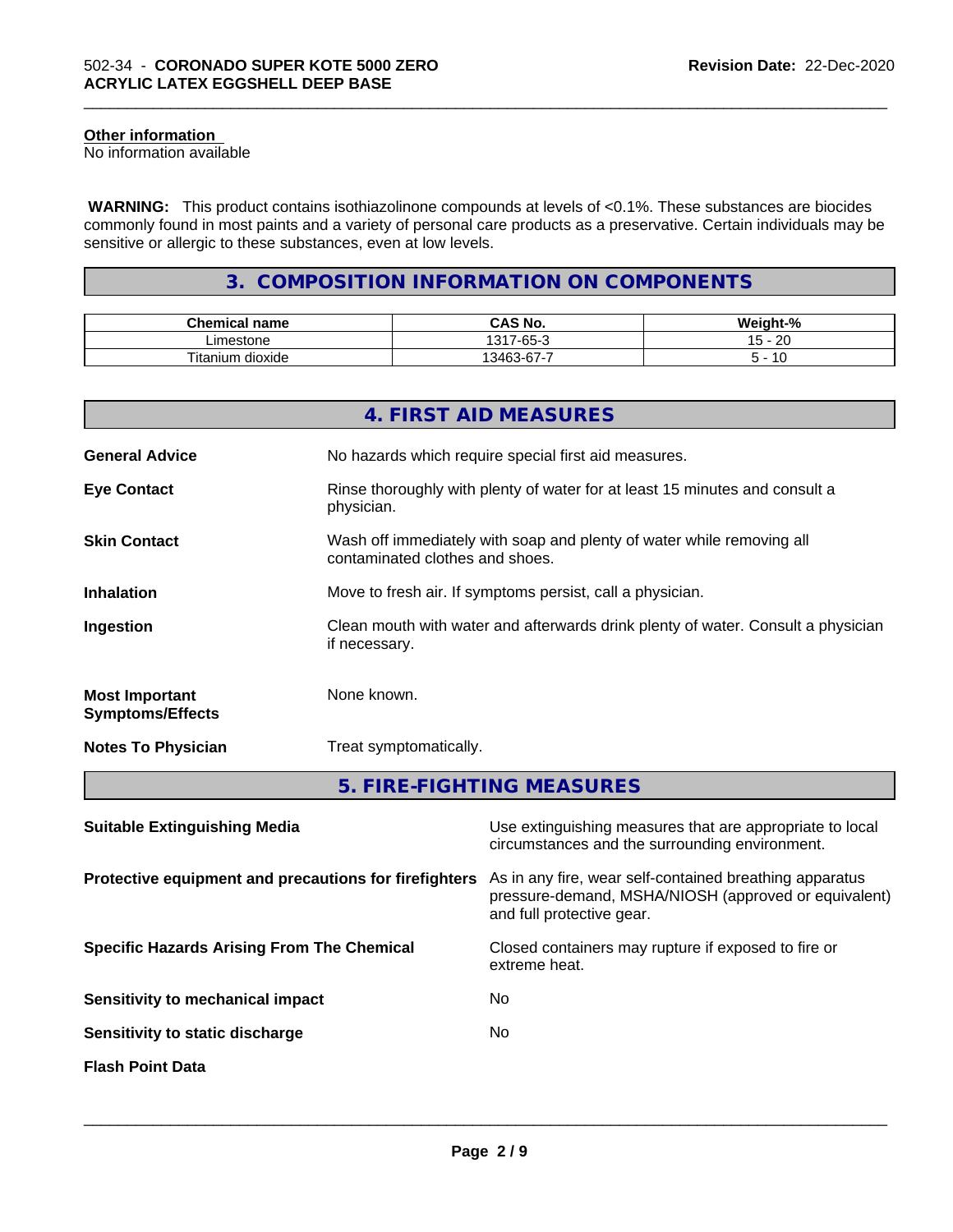#### Other information

No information available

**WARNING:** This product contains isothiazolinone compounds at levels of <0.1%. These substances are biocides commonly found in most paints and a variety of personal care products as a preservative. Certain individuals may be sensitive or allergic to these substances, even at low levels.

## 3. COMPOSITION INFORMATION ON COMPONENTS

| Chemical name | CAS No. | Weight-% |
| --- | --- | --- |
| Limestone | 1317-65-3 | 15 - 20 |
| Titanium dioxide | 13463-67-7 | 5 - 10 |

## 4. FIRST AID MEASURES

**General Advice** No hazards which require special first aid measures.

**Eye Contact** Rinse thoroughly with plenty of water for at least 15 minutes and consult a physician.

**Skin Contact** Wash off immediately with soap and plenty of water while removing all contaminated clothes and shoes.

**Inhalation** Move to fresh air. If symptoms persist, call a physician.

**Ingestion** Clean mouth with water and afterwards drink plenty of water. Consult a physician if necessary.

**Most Important Symptoms/Effects** None known.

**Notes To Physician** Treat symptomatically.

## 5. FIRE-FIGHTING MEASURES

**Suitable Extinguishing Media** Use extinguishing measures that are appropriate to local circumstances and the surrounding environment.

**Protective equipment and precautions for firefighters** As in any fire, wear self-contained breathing apparatus pressure-demand, MSHA/NIOSH (approved or equivalent) and full protective gear.

**Specific Hazards Arising From The Chemical** Closed containers may rupture if exposed to fire or extreme heat.

**Sensitivity to mechanical impact** No

**Sensitivity to static discharge** No

**Flash Point Data**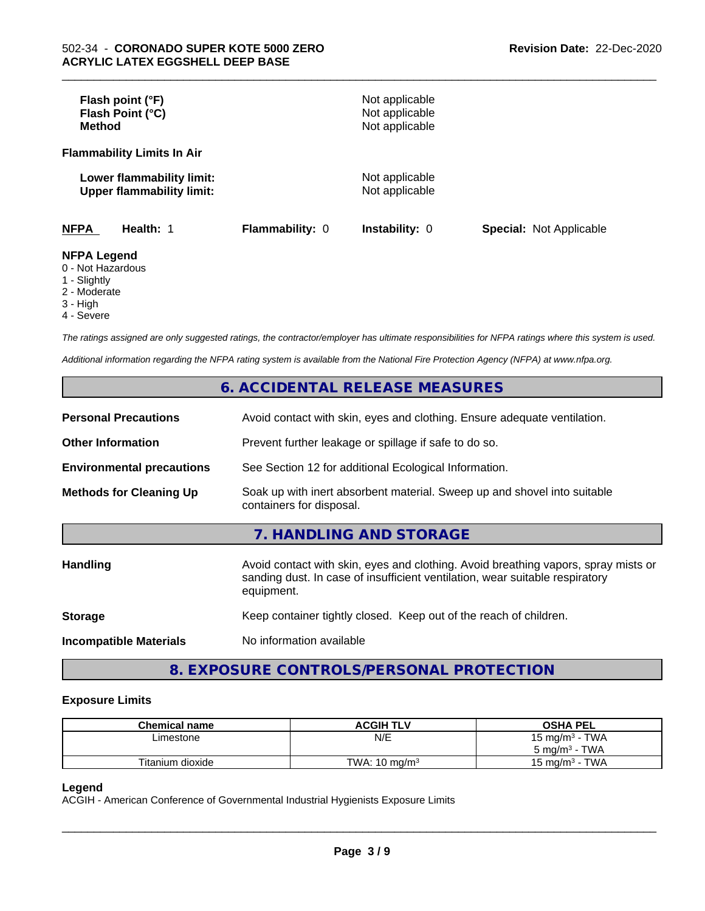| | |
|---|---|
| **Flash point (°F)** | Not applicable |
| **Flash Point (°C)** | Not applicable |
| **Method** | Not applicable |

**Flammability Limits In Air**

| | |
|---|---|
| **Lower flammability limit:** | Not applicable |
| **Upper flammability limit:** | Not applicable |

| **NFPA** | **Health:** 1 | **Flammability:** 0 | **Instability:** 0 | **Special:** Not Applicable |
|---|---|---|---|---|

**NFPA Legend**

- 0 - Not Hazardous
- 1 - Slightly
- 2 - Moderate
- 3 - High
- 4 - Severe

*The ratings assigned are only suggested ratings, the contractor/employer has ultimate responsibilities for NFPA ratings where this system is used.*

*Additional information regarding the NFPA rating system is available from the National Fire Protection Agency (NFPA) at www.nfpa.org.*

## 6. ACCIDENTAL RELEASE MEASURES

| | |
|---|---|
| **Personal Precautions** | Avoid contact with skin, eyes and clothing. Ensure adequate ventilation. |
| **Other Information** | Prevent further leakage or spillage if safe to do so. |
| **Environmental precautions** | See Section 12 for additional Ecological Information. |
| **Methods for Cleaning Up** | Soak up with inert absorbent material. Sweep up and shovel into suitable containers for disposal. |

## 7. HANDLING AND STORAGE

| | |
|---|---|
| **Handling** | Avoid contact with skin, eyes and clothing. Avoid breathing vapors, spray mists or sanding dust. In case of insufficient ventilation, wear suitable respiratory equipment. |
| **Storage** | Keep container tightly closed. Keep out of the reach of children. |
| **Incompatible Materials** | No information available |

## 8. EXPOSURE CONTROLS/PERSONAL PROTECTION

### Exposure Limits

| Chemical name | ACGIH TLV | OSHA PEL |
|---|---|---|
| Limestone | N/E | 15 mg/m³ - TWA<br>5 mg/m³ - TWA |
| Titanium dioxide | TWA: 10 mg/m³ | 15 mg/m³ - TWA |

**Legend**

ACGIH - American Conference of Governmental Industrial Hygienists Exposure Limits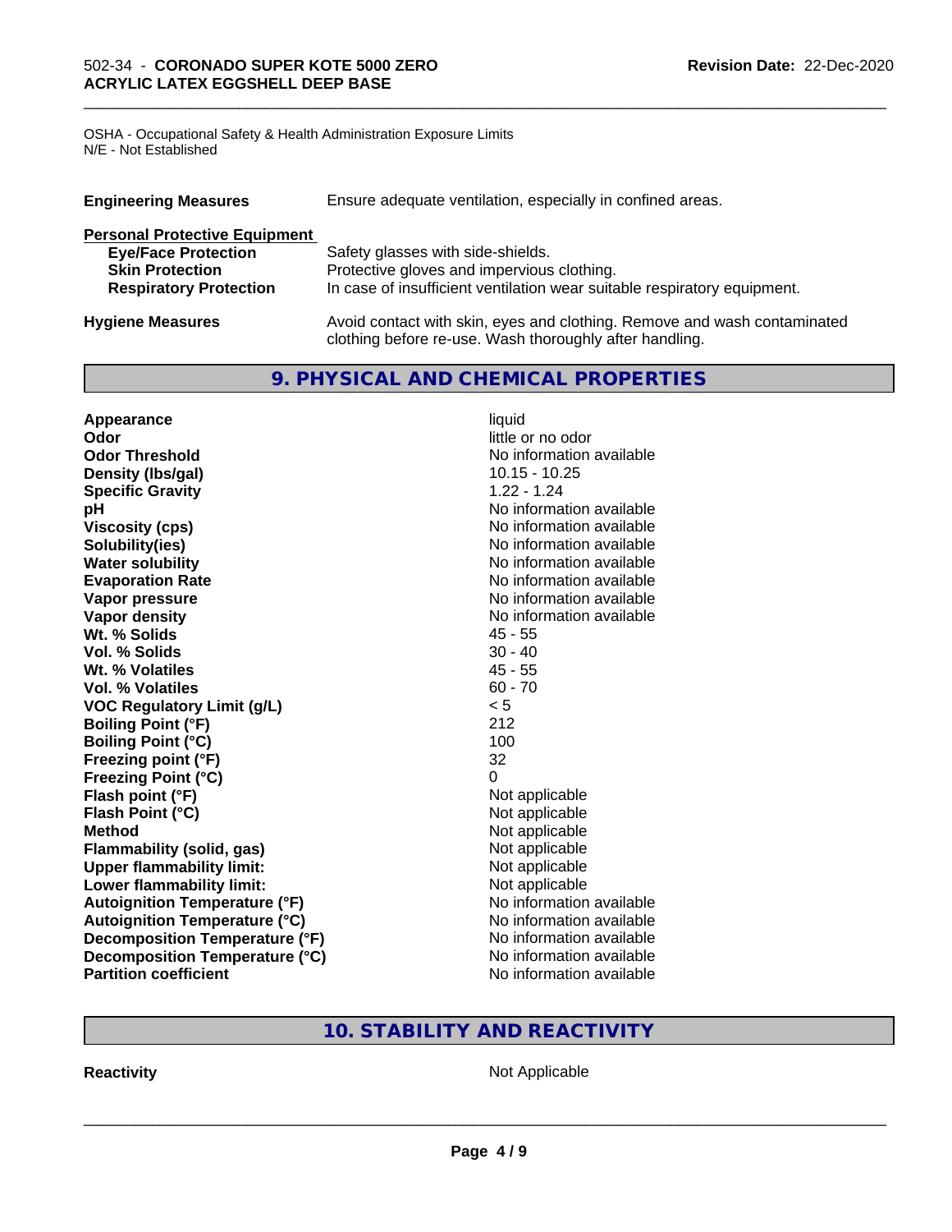OSHA - Occupational Safety & Health Administration Exposure Limits
N/E - Not Established

| | |
|---|---|
| **Engineering Measures** | Ensure adequate ventilation, especially in confined areas. |

**Personal Protective Equipment**

| | |
|---|---|
| **Eye/Face Protection** | Safety glasses with side-shields. |
| **Skin Protection** | Protective gloves and impervious clothing. |
| **Respiratory Protection** | In case of insufficient ventilation wear suitable respiratory equipment. |

| | |
|---|---|
| **Hygiene Measures** | Avoid contact with skin, eyes and clothing. Remove and wash contaminated clothing before re-use. Wash thoroughly after handling. |

## 9. PHYSICAL AND CHEMICAL PROPERTIES

| | |
|---|---|
| **Appearance** | liquid |
| **Odor** | little or no odor |
| **Odor Threshold** | No information available |
| **Density (lbs/gal)** | 10.15 - 10.25 |
| **Specific Gravity** | 1.22 - 1.24 |
| **pH** | No information available |
| **Viscosity (cps)** | No information available |
| **Solubility(ies)** | No information available |
| **Water solubility** | No information available |
| **Evaporation Rate** | No information available |
| **Vapor pressure** | No information available |
| **Vapor density** | No information available |
| **Wt. % Solids** | 45 - 55 |
| **Vol. % Solids** | 30 - 40 |
| **Wt. % Volatiles** | 45 - 55 |
| **Vol. % Volatiles** | 60 - 70 |
| **VOC Regulatory Limit (g/L)** | < 5 |
| **Boiling Point (°F)** | 212 |
| **Boiling Point (°C)** | 100 |
| **Freezing point (°F)** | 32 |
| **Freezing Point (°C)** | 0 |
| **Flash point (°F)** | Not applicable |
| **Flash Point (°C)** | Not applicable |
| **Method** | Not applicable |
| **Flammability (solid, gas)** | Not applicable |
| **Upper flammability limit:** | Not applicable |
| **Lower flammability limit:** | Not applicable |
| **Autoignition Temperature (°F)** | No information available |
| **Autoignition Temperature (°C)** | No information available |
| **Decomposition Temperature (°F)** | No information available |
| **Decomposition Temperature (°C)** | No information available |
| **Partition coefficient** | No information available |

## 10. STABILITY AND REACTIVITY

| | |
|---|---|
| **Reactivity** | Not Applicable |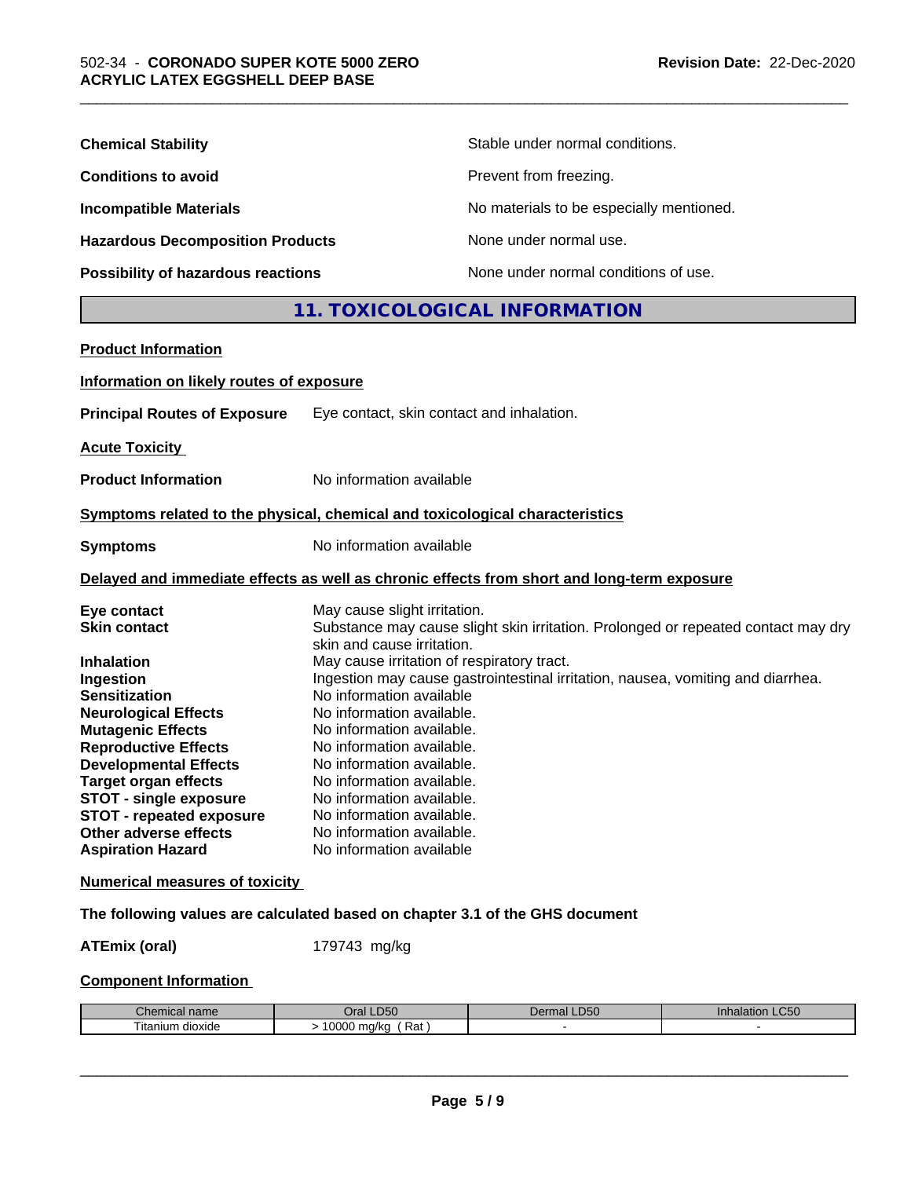**Chemical Stability** Stable under normal conditions.

**Conditions to avoid** Prevent from freezing.

**Incompatible Materials** No materials to be especially mentioned.

**Hazardous Decomposition Products** None under normal use.

**Possibility of hazardous reactions** None under normal conditions of use.

## 11. TOXICOLOGICAL INFORMATION

**Product Information**

**Information on likely routes of exposure**

**Principal Routes of Exposure** Eye contact, skin contact and inhalation.

**Acute Toxicity**

**Product Information** No information available

**Symptoms related to the physical, chemical and toxicological characteristics**

**Symptoms** No information available

**Delayed and immediate effects as well as chronic effects from short and long-term exposure**

**Eye contact** May cause slight irritation.
**Skin contact** Substance may cause slight skin irritation. Prolonged or repeated contact may dry skin and cause irritation.
**Inhalation** May cause irritation of respiratory tract.
**Ingestion** Ingestion may cause gastrointestinal irritation, nausea, vomiting and diarrhea.
**Sensitization** No information available
**Neurological Effects** No information available.
**Mutagenic Effects** No information available.
**Reproductive Effects** No information available.
**Developmental Effects** No information available.
**Target organ effects** No information available.
**STOT - single exposure** No information available.
**STOT - repeated exposure** No information available.
**Other adverse effects** No information available.
**Aspiration Hazard** No information available

**Numerical measures of toxicity**

**The following values are calculated based on chapter 3.1 of the GHS document**

**ATEmix (oral)** 179743 mg/kg

**Component Information**

| Chemical name | Oral LD50 | Dermal LD50 | Inhalation LC50 |
|---|---|---|---|
| Titanium dioxide | > 10000 mg/kg ( Rat ) | - | - |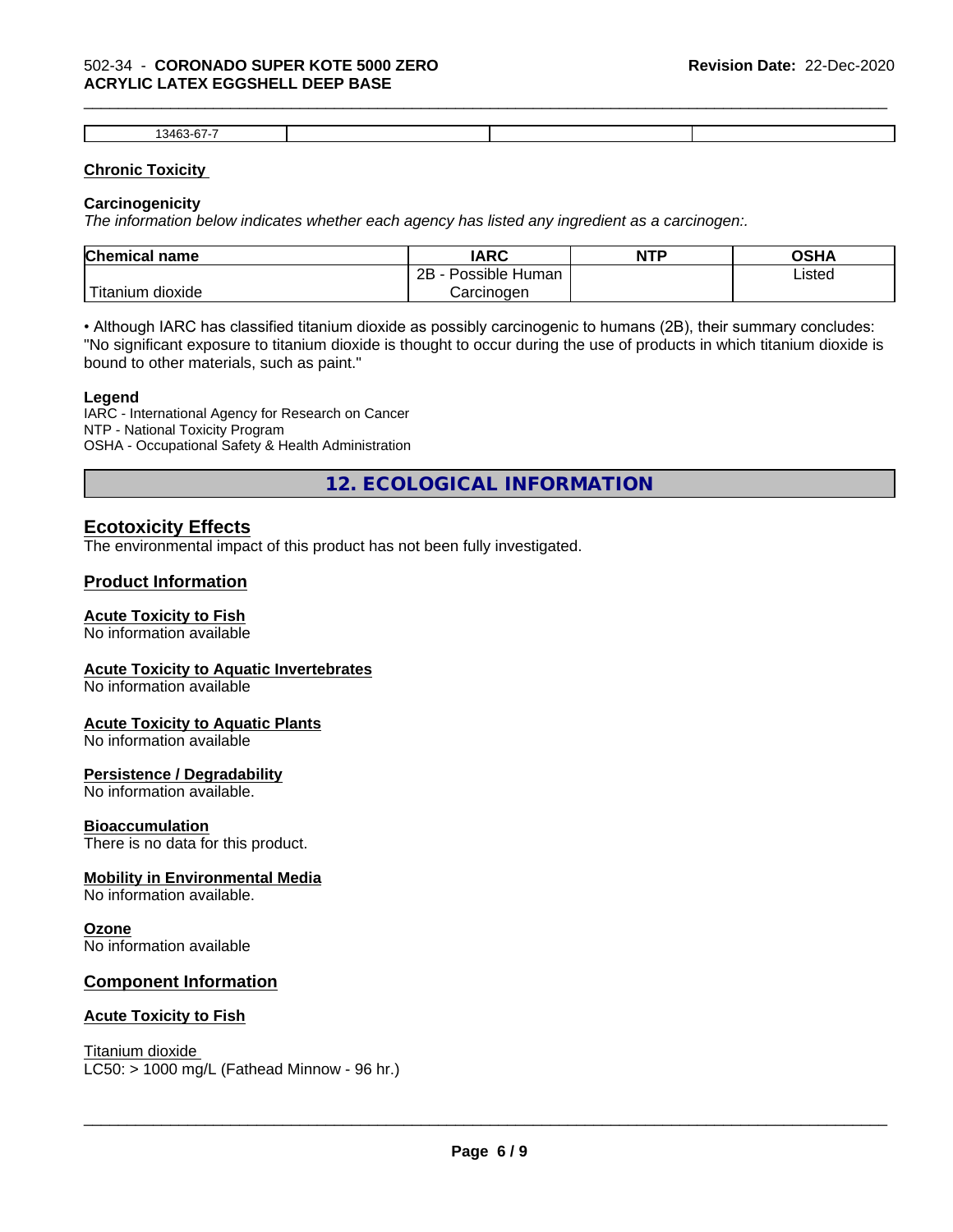| 13463-67-7 | | | |
|---|---|---|---|

### Chronic Toxicity

#### Carcinogenicity

*The information below indicates whether each agency has listed any ingredient as a carcinogen:.*

| Chemical name | IARC | NTP | OSHA |
|---|---|---|---|
| Titanium dioxide | 2B - Possible Human Carcinogen | | Listed |

• Although IARC has classified titanium dioxide as possibly carcinogenic to humans (2B), their summary concludes: "No significant exposure to titanium dioxide is thought to occur during the use of products in which titanium dioxide is bound to other materials, such as paint."

**Legend**

IARC - International Agency for Research on Cancer
NTP - National Toxicity Program
OSHA - Occupational Safety & Health Administration

## 12. ECOLOGICAL INFORMATION

### Ecotoxicity Effects

The environmental impact of this product has not been fully investigated.

### Product Information

**Acute Toxicity to Fish**
No information available

**Acute Toxicity to Aquatic Invertebrates**
No information available

**Acute Toxicity to Aquatic Plants**
No information available

**Persistence / Degradability**
No information available.

**Bioaccumulation**
There is no data for this product.

**Mobility in Environmental Media**
No information available.

**Ozone**
No information available

### Component Information

**Acute Toxicity to Fish**

Titanium dioxide
LC50: > 1000 mg/L (Fathead Minnow - 96 hr.)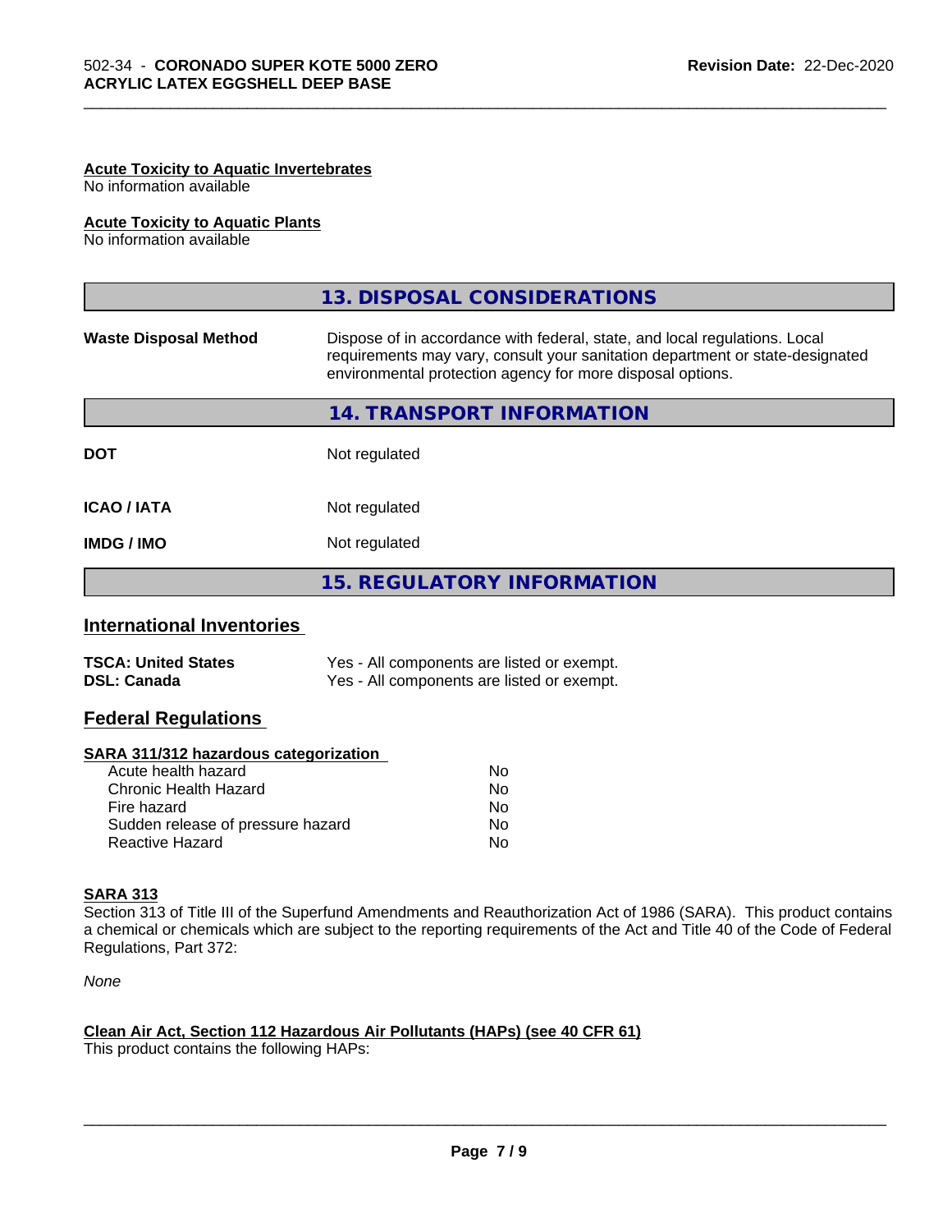#### Acute Toxicity to Aquatic Invertebrates
No information available

#### Acute Toxicity to Aquatic Plants
No information available

## 13. DISPOSAL CONSIDERATIONS

| | |
|---|---|
| **Waste Disposal Method** | Dispose of in accordance with federal, state, and local regulations. Local requirements may vary, consult your sanitation department or state-designated environmental protection agency for more disposal options. |

## 14. TRANSPORT INFORMATION

| | |
|---|---|
| **DOT** | Not regulated |
| **ICAO / IATA** | Not regulated |
| **IMDG / IMO** | Not regulated |

## 15. REGULATORY INFORMATION

### International Inventories

| | |
|---|---|
| **TSCA: United States** | Yes - All components are listed or exempt. |
| **DSL: Canada** | Yes - All components are listed or exempt. |

### Federal Regulations

#### SARA 311/312 hazardous categorization

| | |
|---|---|
| Acute health hazard | No |
| Chronic Health Hazard | No |
| Fire hazard | No |
| Sudden release of pressure hazard | No |
| Reactive Hazard | No |

#### SARA 313
Section 313 of Title III of the Superfund Amendments and Reauthorization Act of 1986 (SARA). This product contains a chemical or chemicals which are subject to the reporting requirements of the Act and Title 40 of the Code of Federal Regulations, Part 372:

*None*

#### Clean Air Act, Section 112 Hazardous Air Pollutants (HAPs) (see 40 CFR 61)
This product contains the following HAPs: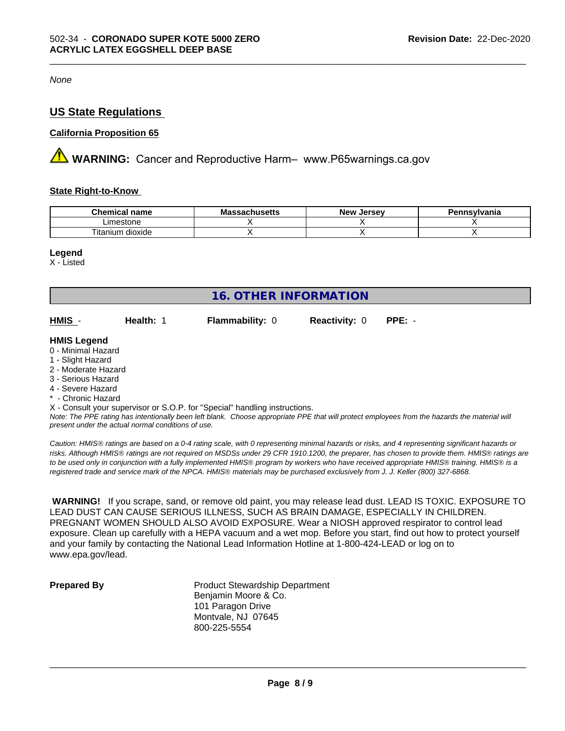*None*

## US State Regulations

### California Proposition 65

⚠ **WARNING:** Cancer and Reproductive Harm– www.P65warnings.ca.gov

### State Right-to-Know

| Chemical name | Massachusetts | New Jersey | Pennsylvania |
|---|---|---|---|
| Limestone | X | X | X |
| Titanium dioxide | X | X | X |

**Legend**
X - Listed

## 16. OTHER INFORMATION

**HMIS** - **Health:** 1 **Flammability:** 0 **Reactivity:** 0 **PPE:** -

**HMIS Legend**
0 - Minimal Hazard
1 - Slight Hazard
2 - Moderate Hazard
3 - Serious Hazard
4 - Severe Hazard
* - Chronic Hazard
X - Consult your supervisor or S.O.P. for "Special" handling instructions.

*Note: The PPE rating has intentionally been left blank. Choose appropriate PPE that will protect employees from the hazards the material will present under the actual normal conditions of use.*

*Caution: HMIS® ratings are based on a 0-4 rating scale, with 0 representing minimal hazards or risks, and 4 representing significant hazards or risks. Although HMIS® ratings are not required on MSDSs under 29 CFR 1910.1200, the preparer, has chosen to provide them. HMIS® ratings are to be used only in conjunction with a fully implemented HMIS® program by workers who have received appropriate HMIS® training. HMIS® is a registered trade and service mark of the NPCA. HMIS® materials may be purchased exclusively from J. J. Keller (800) 327-6868.*

**WARNING!** If you scrape, sand, or remove old paint, you may release lead dust. LEAD IS TOXIC. EXPOSURE TO LEAD DUST CAN CAUSE SERIOUS ILLNESS, SUCH AS BRAIN DAMAGE, ESPECIALLY IN CHILDREN. PREGNANT WOMEN SHOULD ALSO AVOID EXPOSURE. Wear a NIOSH approved respirator to control lead exposure. Clean up carefully with a HEPA vacuum and a wet mop. Before you start, find out how to protect yourself and your family by contacting the National Lead Information Hotline at 1-800-424-LEAD or log on to www.epa.gov/lead.

**Prepared By**

Product Stewardship Department
Benjamin Moore & Co.
101 Paragon Drive
Montvale, NJ 07645
800-225-5554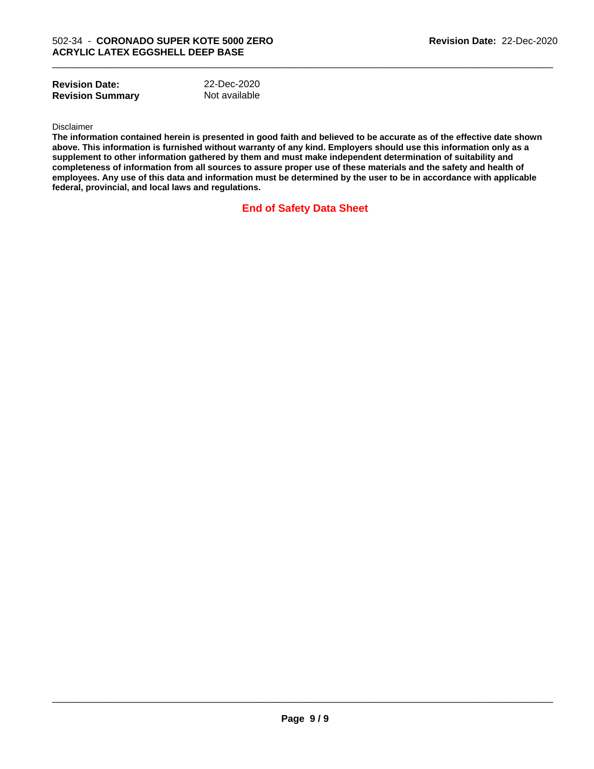| | |
|---|---|
| **Revision Date:** | 22-Dec-2020 |
| **Revision Summary** | Not available |

Disclaimer

**The information contained herein is presented in good faith and believed to be accurate as of the effective date shown above. This information is furnished without warranty of any kind. Employers should use this information only as a supplement to other information gathered by them and must make independent determination of suitability and completeness of information from all sources to assure proper use of these materials and the safety and health of employees. Any use of this data and information must be determined by the user to be in accordance with applicable federal, provincial, and local laws and regulations.**

**End of Safety Data Sheet**